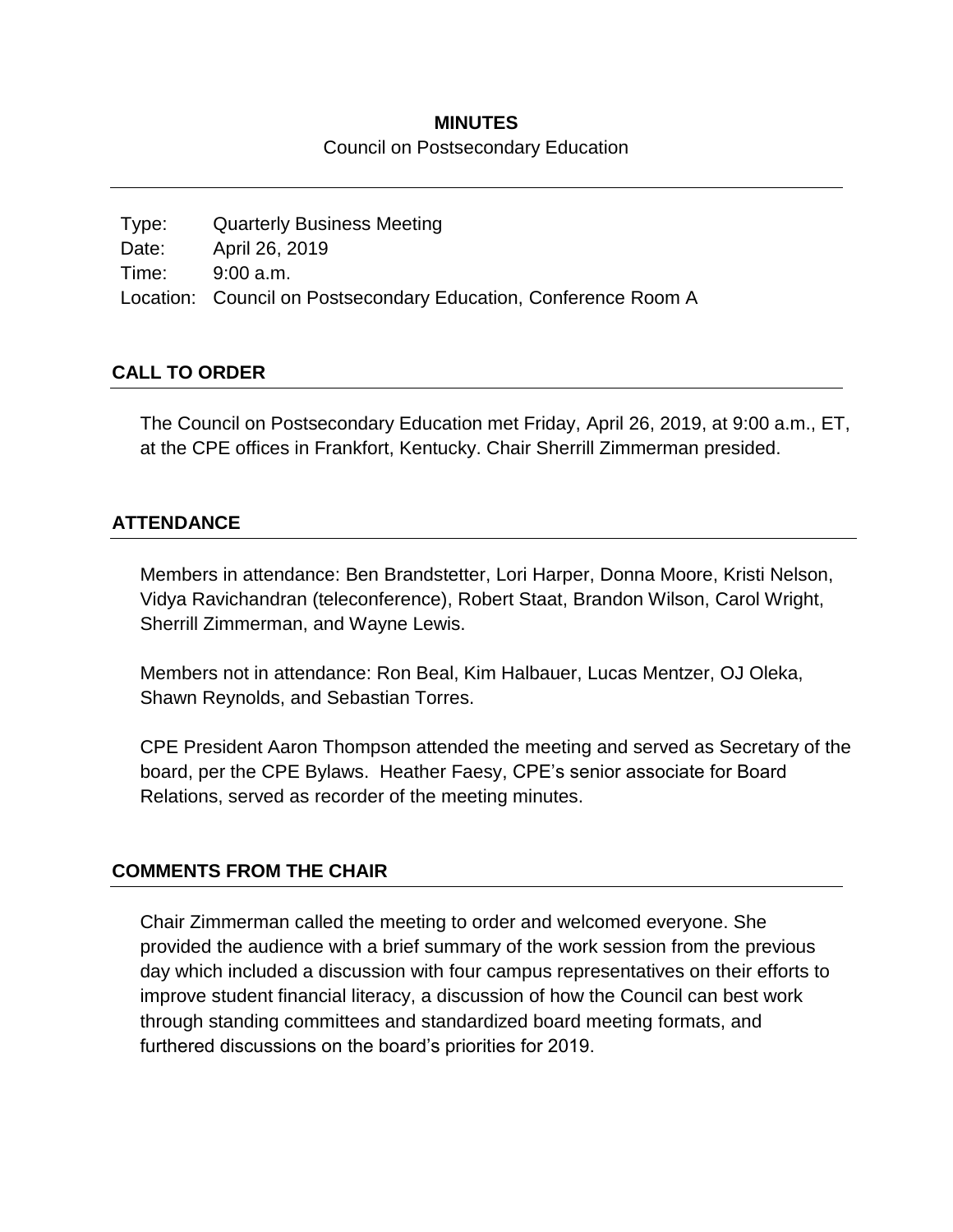# MINUTES

Council on Postsecondary Education

Type: Quarterly Business Meeting
Date: April 26, 2019
Time: 9:00 a.m.
Location: Council on Postsecondary Education, Conference Room A

## CALL TO ORDER

The Council on Postsecondary Education met Friday, April 26, 2019, at 9:00 a.m., ET, at the CPE offices in Frankfort, Kentucky. Chair Sherrill Zimmerman presided.

## ATTENDANCE

Members in attendance: Ben Brandstetter, Lori Harper, Donna Moore, Kristi Nelson, Vidya Ravichandran (teleconference), Robert Staat, Brandon Wilson, Carol Wright, Sherrill Zimmerman, and Wayne Lewis.

Members not in attendance: Ron Beal, Kim Halbauer, Lucas Mentzer, OJ Oleka, Shawn Reynolds, and Sebastian Torres.

CPE President Aaron Thompson attended the meeting and served as Secretary of the board, per the CPE Bylaws. Heather Faesy, CPE's senior associate for Board Relations, served as recorder of the meeting minutes.

## COMMENTS FROM THE CHAIR

Chair Zimmerman called the meeting to order and welcomed everyone. She provided the audience with a brief summary of the work session from the previous day which included a discussion with four campus representatives on their efforts to improve student financial literacy, a discussion of how the Council can best work through standing committees and standardized board meeting formats, and furthered discussions on the board's priorities for 2019.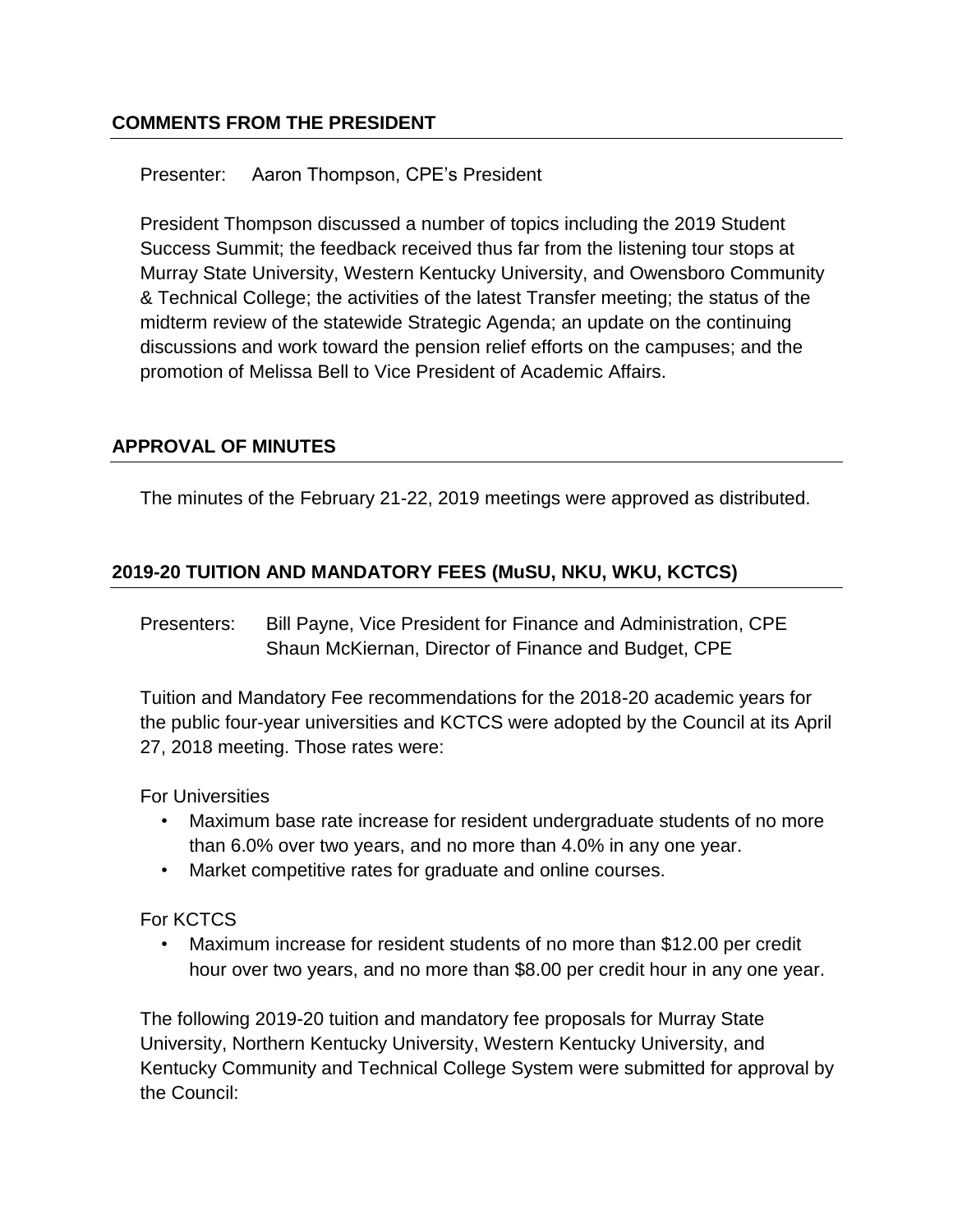## COMMENTS FROM THE PRESIDENT

Presenter: Aaron Thompson, CPE's President

President Thompson discussed a number of topics including the 2019 Student Success Summit; the feedback received thus far from the listening tour stops at Murray State University, Western Kentucky University, and Owensboro Community & Technical College; the activities of the latest Transfer meeting; the status of the midterm review of the statewide Strategic Agenda; an update on the continuing discussions and work toward the pension relief efforts on the campuses; and the promotion of Melissa Bell to Vice President of Academic Affairs.

## APPROVAL OF MINUTES

The minutes of the February 21-22, 2019 meetings were approved as distributed.

## 2019-20 TUITION AND MANDATORY FEES (MuSU, NKU, WKU, KCTCS)

Presenters: Bill Payne, Vice President for Finance and Administration, CPE
Shaun McKiernan, Director of Finance and Budget, CPE

Tuition and Mandatory Fee recommendations for the 2018-20 academic years for the public four-year universities and KCTCS were adopted by the Council at its April 27, 2018 meeting. Those rates were:

For Universities

- Maximum base rate increase for resident undergraduate students of no more than 6.0% over two years, and no more than 4.0% in any one year.
- Market competitive rates for graduate and online courses.

For KCTCS

- Maximum increase for resident students of no more than $12.00 per credit hour over two years, and no more than $8.00 per credit hour in any one year.

The following 2019-20 tuition and mandatory fee proposals for Murray State University, Northern Kentucky University, Western Kentucky University, and Kentucky Community and Technical College System were submitted for approval by the Council: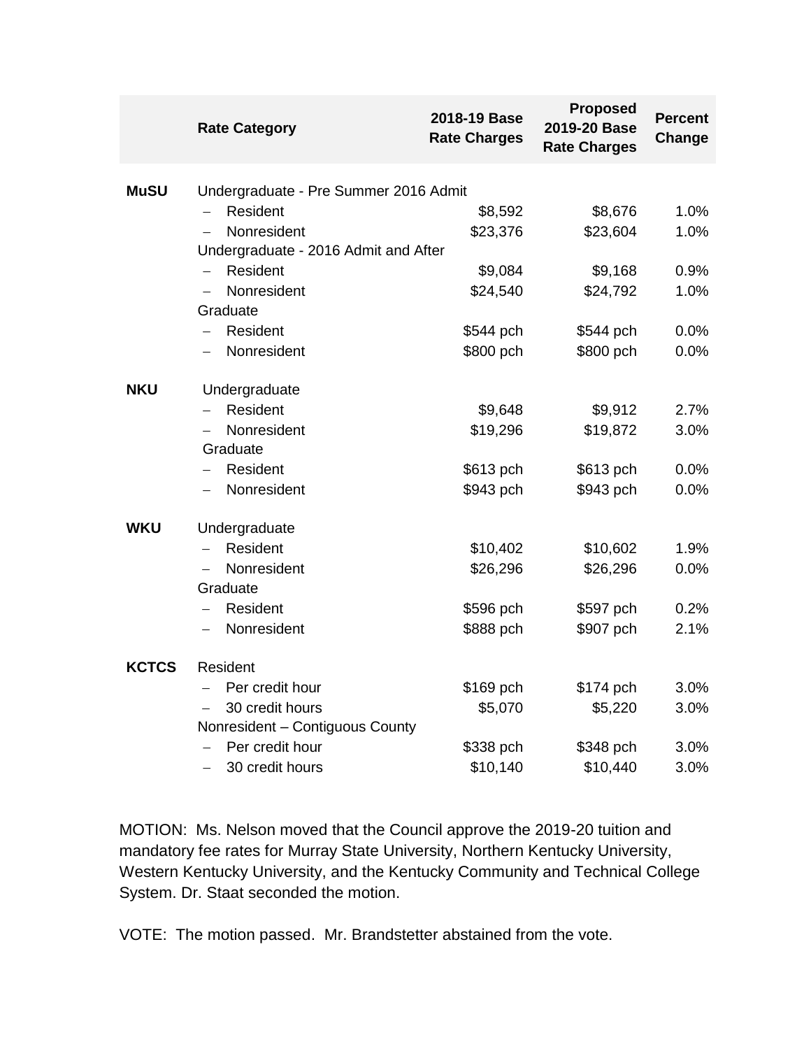| | Rate Category | 2018-19 Base Rate Charges | Proposed 2019-20 Base Rate Charges | Percent Change |
|---|---|---|---|---|
| **MuSU** | Undergraduate - Pre Summer 2016 Admit | | | |
| | – Resident | $8,592 | $8,676 | 1.0% |
| | – Nonresident | $23,376 | $23,604 | 1.0% |
| | Undergraduate - 2016 Admit and After | | | |
| | – Resident | $9,084 | $9,168 | 0.9% |
| | – Nonresident | $24,540 | $24,792 | 1.0% |
| | Graduate | | | |
| | – Resident | $544 pch | $544 pch | 0.0% |
| | – Nonresident | $800 pch | $800 pch | 0.0% |
| **NKU** | Undergraduate | | | |
| | – Resident | $9,648 | $9,912 | 2.7% |
| | – Nonresident | $19,296 | $19,872 | 3.0% |
| | Graduate | | | |
| | – Resident | $613 pch | $613 pch | 0.0% |
| | – Nonresident | $943 pch | $943 pch | 0.0% |
| **WKU** | Undergraduate | | | |
| | – Resident | $10,402 | $10,602 | 1.9% |
| | – Nonresident | $26,296 | $26,296 | 0.0% |
| | Graduate | | | |
| | – Resident | $596 pch | $597 pch | 0.2% |
| | – Nonresident | $888 pch | $907 pch | 2.1% |
| **KCTCS** | Resident | | | |
| | – Per credit hour | $169 pch | $174 pch | 3.0% |
| | – 30 credit hours | $5,070 | $5,220 | 3.0% |
| | Nonresident – Contiguous County | | | |
| | – Per credit hour | $338 pch | $348 pch | 3.0% |
| | – 30 credit hours | $10,140 | $10,440 | 3.0% |

MOTION: Ms. Nelson moved that the Council approve the 2019-20 tuition and mandatory fee rates for Murray State University, Northern Kentucky University, Western Kentucky University, and the Kentucky Community and Technical College System. Dr. Staat seconded the motion.

VOTE: The motion passed. Mr. Brandstetter abstained from the vote.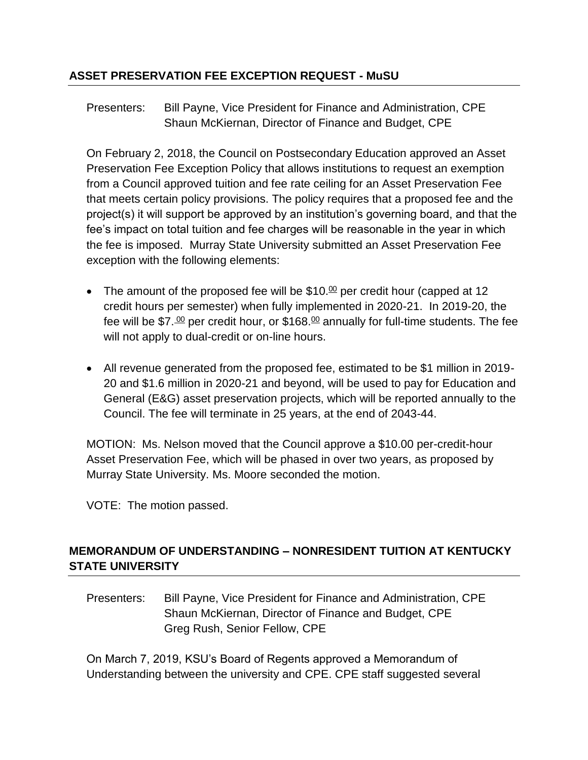## ASSET PRESERVATION FEE EXCEPTION REQUEST - MuSU

Presenters: Bill Payne, Vice President for Finance and Administration, CPE
Shaun McKiernan, Director of Finance and Budget, CPE

On February 2, 2018, the Council on Postsecondary Education approved an Asset Preservation Fee Exception Policy that allows institutions to request an exemption from a Council approved tuition and fee rate ceiling for an Asset Preservation Fee that meets certain policy provisions. The policy requires that a proposed fee and the project(s) it will support be approved by an institution's governing board, and that the fee's impact on total tuition and fee charges will be reasonable in the year in which the fee is imposed. Murray State University submitted an Asset Preservation Fee exception with the following elements:

- The amount of the proposed fee will be \$10.00 per credit hour (capped at 12 credit hours per semester) when fully implemented in 2020-21. In 2019-20, the fee will be \$7.00 per credit hour, or \$168.00 annually for full-time students. The fee will not apply to dual-credit or on-line hours.
- All revenue generated from the proposed fee, estimated to be \$1 million in 2019-20 and \$1.6 million in 2020-21 and beyond, will be used to pay for Education and General (E&G) asset preservation projects, which will be reported annually to the Council. The fee will terminate in 25 years, at the end of 2043-44.

MOTION: Ms. Nelson moved that the Council approve a \$10.00 per-credit-hour Asset Preservation Fee, which will be phased in over two years, as proposed by Murray State University. Ms. Moore seconded the motion.

VOTE: The motion passed.

## MEMORANDUM OF UNDERSTANDING – NONRESIDENT TUITION AT KENTUCKY STATE UNIVERSITY

Presenters: Bill Payne, Vice President for Finance and Administration, CPE
Shaun McKiernan, Director of Finance and Budget, CPE
Greg Rush, Senior Fellow, CPE

On March 7, 2019, KSU's Board of Regents approved a Memorandum of Understanding between the university and CPE. CPE staff suggested several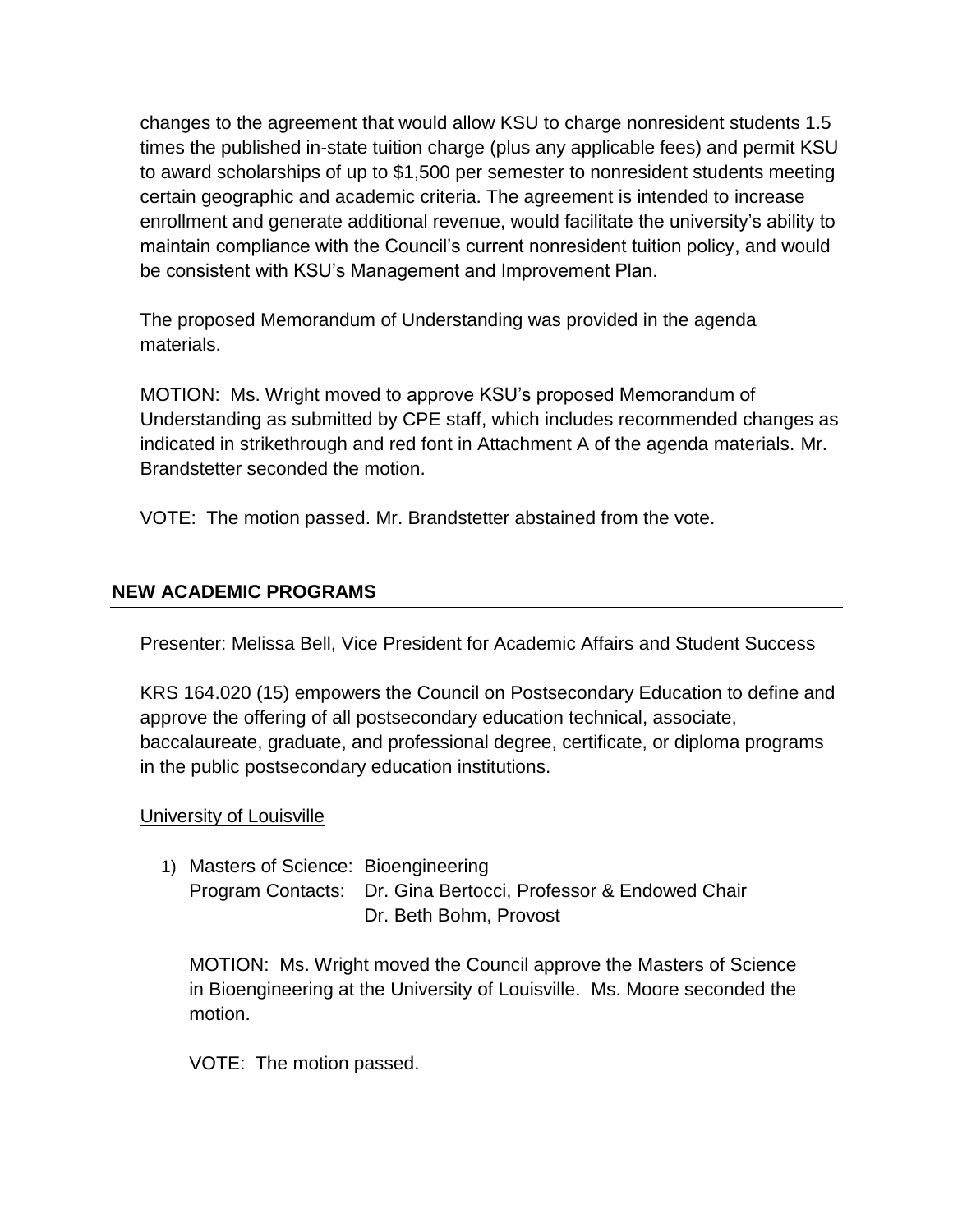changes to the agreement that would allow KSU to charge nonresident students 1.5 times the published in-state tuition charge (plus any applicable fees) and permit KSU to award scholarships of up to $1,500 per semester to nonresident students meeting certain geographic and academic criteria. The agreement is intended to increase enrollment and generate additional revenue, would facilitate the university's ability to maintain compliance with the Council's current nonresident tuition policy, and would be consistent with KSU's Management and Improvement Plan.

The proposed Memorandum of Understanding was provided in the agenda materials.

MOTION: Ms. Wright moved to approve KSU's proposed Memorandum of Understanding as submitted by CPE staff, which includes recommended changes as indicated in strikethrough and red font in Attachment A of the agenda materials. Mr. Brandstetter seconded the motion.

VOTE: The motion passed. Mr. Brandstetter abstained from the vote.

## NEW ACADEMIC PROGRAMS

Presenter: Melissa Bell, Vice President for Academic Affairs and Student Success

KRS 164.020 (15) empowers the Council on Postsecondary Education to define and approve the offering of all postsecondary education technical, associate, baccalaureate, graduate, and professional degree, certificate, or diploma programs in the public postsecondary education institutions.

University of Louisville

1) Masters of Science: Bioengineering
   Program Contacts: Dr. Gina Bertocci, Professor & Endowed Chair
   Dr. Beth Bohm, Provost

   MOTION: Ms. Wright moved the Council approve the Masters of Science in Bioengineering at the University of Louisville. Ms. Moore seconded the motion.

   VOTE: The motion passed.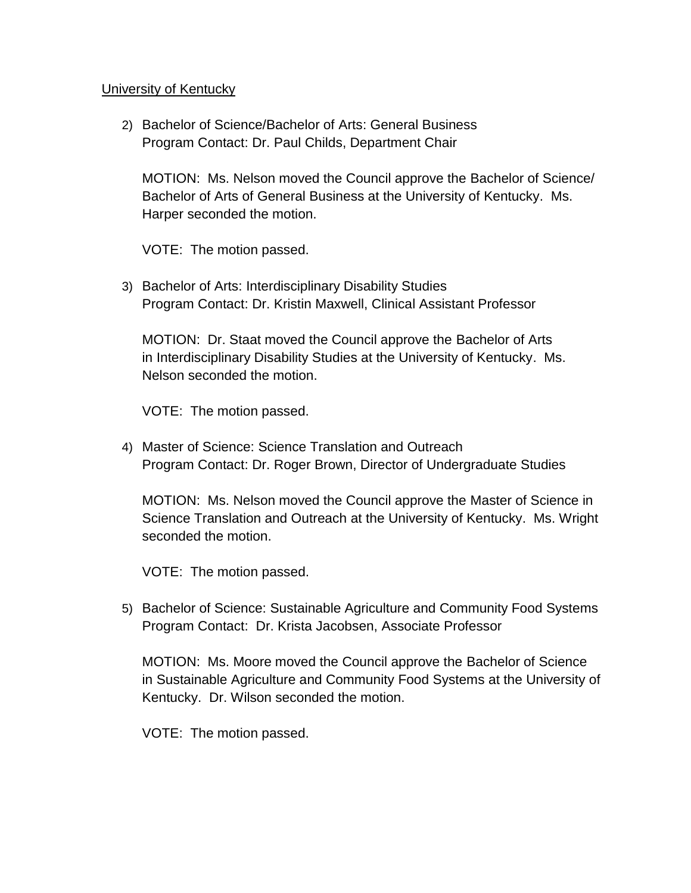University of Kentucky

2) Bachelor of Science/Bachelor of Arts: General Business
   Program Contact: Dr. Paul Childs, Department Chair

   MOTION: Ms. Nelson moved the Council approve the Bachelor of Science/ Bachelor of Arts of General Business at the University of Kentucky. Ms. Harper seconded the motion.

   VOTE: The motion passed.

3) Bachelor of Arts: Interdisciplinary Disability Studies
   Program Contact: Dr. Kristin Maxwell, Clinical Assistant Professor

   MOTION: Dr. Staat moved the Council approve the Bachelor of Arts in Interdisciplinary Disability Studies at the University of Kentucky. Ms. Nelson seconded the motion.

   VOTE: The motion passed.

4) Master of Science: Science Translation and Outreach
   Program Contact: Dr. Roger Brown, Director of Undergraduate Studies

   MOTION: Ms. Nelson moved the Council approve the Master of Science in Science Translation and Outreach at the University of Kentucky. Ms. Wright seconded the motion.

   VOTE: The motion passed.

5) Bachelor of Science: Sustainable Agriculture and Community Food Systems
   Program Contact: Dr. Krista Jacobsen, Associate Professor

   MOTION: Ms. Moore moved the Council approve the Bachelor of Science in Sustainable Agriculture and Community Food Systems at the University of Kentucky. Dr. Wilson seconded the motion.

   VOTE: The motion passed.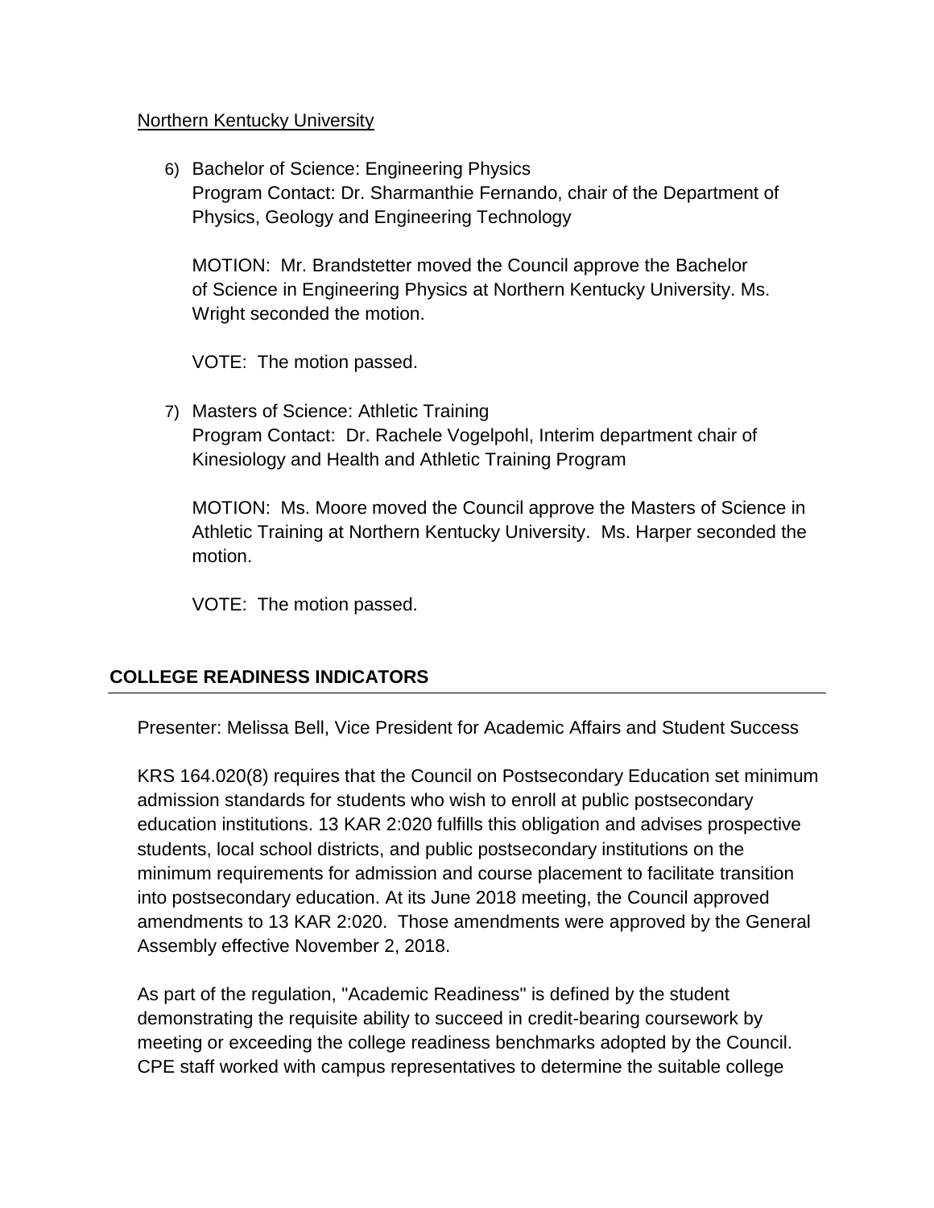Northern Kentucky University

6) Bachelor of Science: Engineering Physics
   Program Contact: Dr. Sharmanthie Fernando, chair of the Department of Physics, Geology and Engineering Technology

   MOTION: Mr. Brandstetter moved the Council approve the Bachelor of Science in Engineering Physics at Northern Kentucky University. Ms. Wright seconded the motion.

   VOTE: The motion passed.

7) Masters of Science: Athletic Training
   Program Contact: Dr. Rachele Vogelpohl, Interim department chair of Kinesiology and Health and Athletic Training Program

   MOTION: Ms. Moore moved the Council approve the Masters of Science in Athletic Training at Northern Kentucky University. Ms. Harper seconded the motion.

   VOTE: The motion passed.

## COLLEGE READINESS INDICATORS

Presenter: Melissa Bell, Vice President for Academic Affairs and Student Success

KRS 164.020(8) requires that the Council on Postsecondary Education set minimum admission standards for students who wish to enroll at public postsecondary education institutions. 13 KAR 2:020 fulfills this obligation and advises prospective students, local school districts, and public postsecondary institutions on the minimum requirements for admission and course placement to facilitate transition into postsecondary education. At its June 2018 meeting, the Council approved amendments to 13 KAR 2:020. Those amendments were approved by the General Assembly effective November 2, 2018.

As part of the regulation, "Academic Readiness" is defined by the student demonstrating the requisite ability to succeed in credit-bearing coursework by meeting or exceeding the college readiness benchmarks adopted by the Council. CPE staff worked with campus representatives to determine the suitable college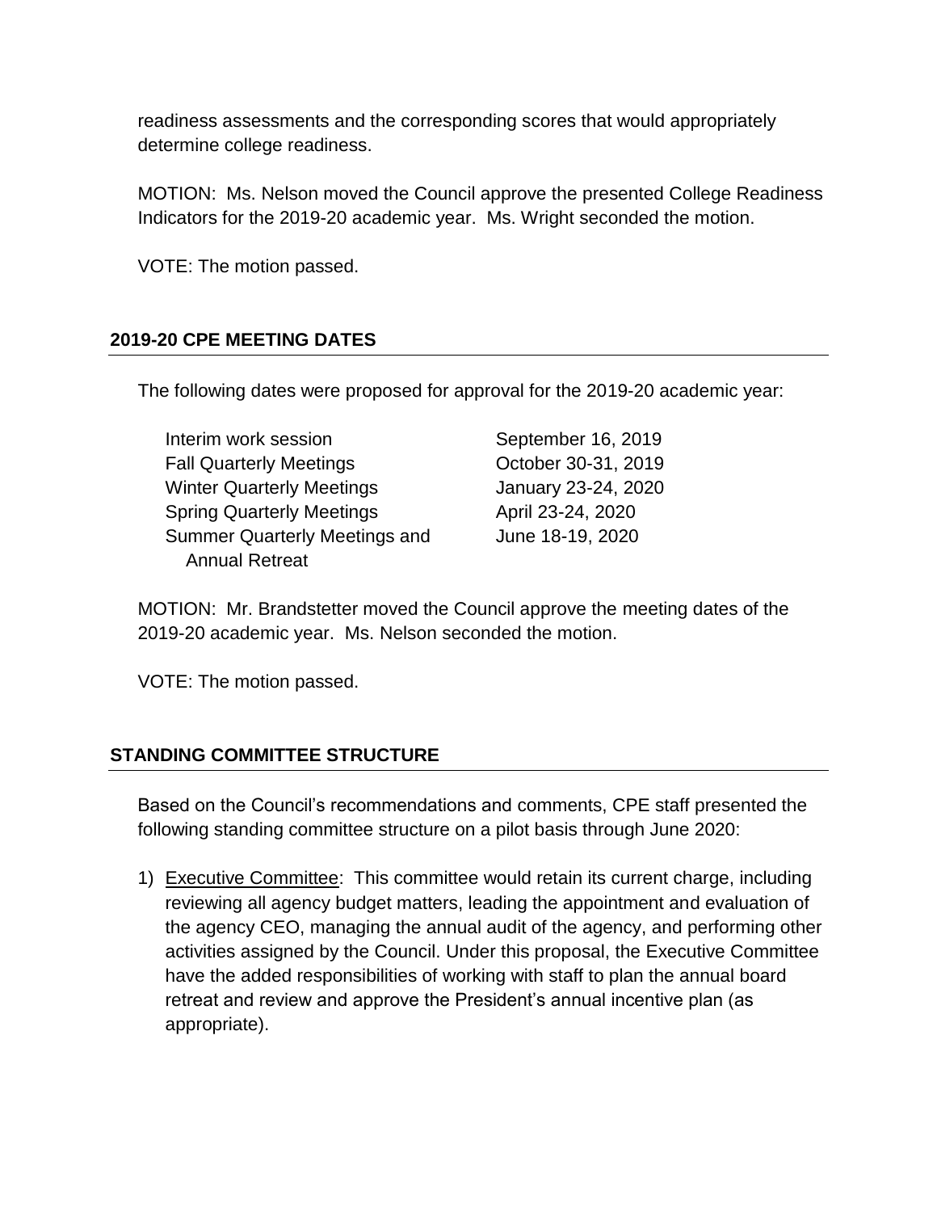readiness assessments and the corresponding scores that would appropriately determine college readiness.

MOTION: Ms. Nelson moved the Council approve the presented College Readiness Indicators for the 2019-20 academic year. Ms. Wright seconded the motion.

VOTE: The motion passed.

## 2019-20 CPE MEETING DATES

The following dates were proposed for approval for the 2019-20 academic year:

| | |
|---|---|
| Interim work session | September 16, 2019 |
| Fall Quarterly Meetings | October 30-31, 2019 |
| Winter Quarterly Meetings | January 23-24, 2020 |
| Spring Quarterly Meetings | April 23-24, 2020 |
| Summer Quarterly Meetings and Annual Retreat | June 18-19, 2020 |

MOTION: Mr. Brandstetter moved the Council approve the meeting dates of the 2019-20 academic year. Ms. Nelson seconded the motion.

VOTE: The motion passed.

## STANDING COMMITTEE STRUCTURE

Based on the Council's recommendations and comments, CPE staff presented the following standing committee structure on a pilot basis through June 2020:

1) Executive Committee: This committee would retain its current charge, including reviewing all agency budget matters, leading the appointment and evaluation of the agency CEO, managing the annual audit of the agency, and performing other activities assigned by the Council. Under this proposal, the Executive Committee have the added responsibilities of working with staff to plan the annual board retreat and review and approve the President's annual incentive plan (as appropriate).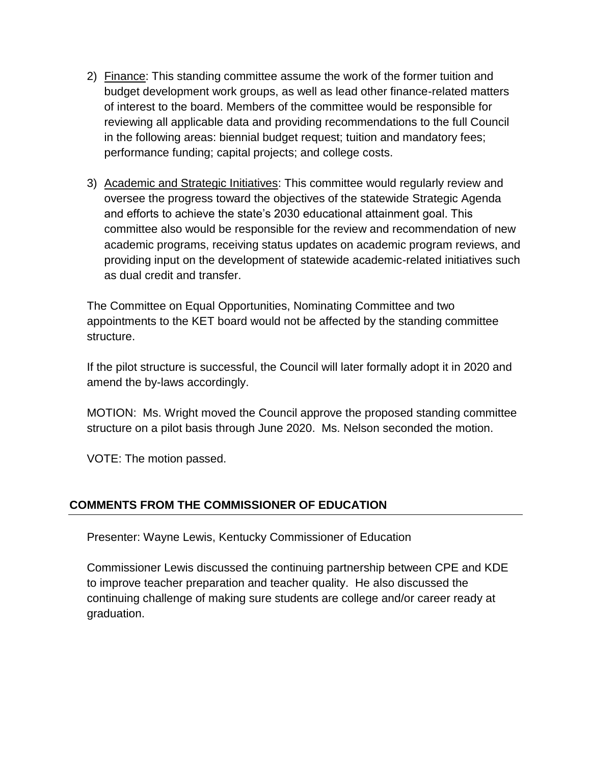2) Finance: This standing committee assume the work of the former tuition and budget development work groups, as well as lead other finance-related matters of interest to the board. Members of the committee would be responsible for reviewing all applicable data and providing recommendations to the full Council in the following areas: biennial budget request; tuition and mandatory fees; performance funding; capital projects; and college costs.

3) Academic and Strategic Initiatives: This committee would regularly review and oversee the progress toward the objectives of the statewide Strategic Agenda and efforts to achieve the state's 2030 educational attainment goal. This committee also would be responsible for the review and recommendation of new academic programs, receiving status updates on academic program reviews, and providing input on the development of statewide academic-related initiatives such as dual credit and transfer.

The Committee on Equal Opportunities, Nominating Committee and two appointments to the KET board would not be affected by the standing committee structure.

If the pilot structure is successful, the Council will later formally adopt it in 2020 and amend the by-laws accordingly.

MOTION: Ms. Wright moved the Council approve the proposed standing committee structure on a pilot basis through June 2020. Ms. Nelson seconded the motion.

VOTE: The motion passed.

## COMMENTS FROM THE COMMISSIONER OF EDUCATION

Presenter: Wayne Lewis, Kentucky Commissioner of Education

Commissioner Lewis discussed the continuing partnership between CPE and KDE to improve teacher preparation and teacher quality. He also discussed the continuing challenge of making sure students are college and/or career ready at graduation.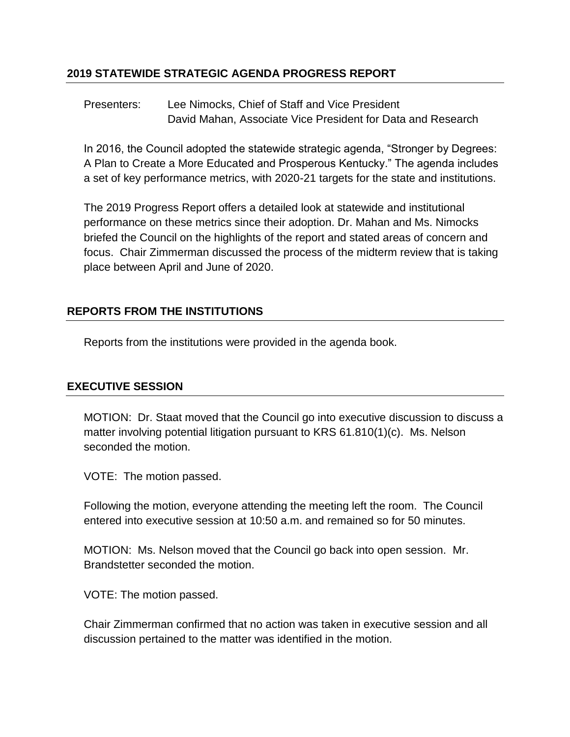## 2019 STATEWIDE STRATEGIC AGENDA PROGRESS REPORT

Presenters: Lee Nimocks, Chief of Staff and Vice President
David Mahan, Associate Vice President for Data and Research

In 2016, the Council adopted the statewide strategic agenda, "Stronger by Degrees: A Plan to Create a More Educated and Prosperous Kentucky." The agenda includes a set of key performance metrics, with 2020-21 targets for the state and institutions.

The 2019 Progress Report offers a detailed look at statewide and institutional performance on these metrics since their adoption. Dr. Mahan and Ms. Nimocks briefed the Council on the highlights of the report and stated areas of concern and focus. Chair Zimmerman discussed the process of the midterm review that is taking place between April and June of 2020.

## REPORTS FROM THE INSTITUTIONS

Reports from the institutions were provided in the agenda book.

## EXECUTIVE SESSION

MOTION: Dr. Staat moved that the Council go into executive discussion to discuss a matter involving potential litigation pursuant to KRS 61.810(1)(c). Ms. Nelson seconded the motion.

VOTE: The motion passed.

Following the motion, everyone attending the meeting left the room. The Council entered into executive session at 10:50 a.m. and remained so for 50 minutes.

MOTION: Ms. Nelson moved that the Council go back into open session. Mr. Brandstetter seconded the motion.

VOTE: The motion passed.

Chair Zimmerman confirmed that no action was taken in executive session and all discussion pertained to the matter was identified in the motion.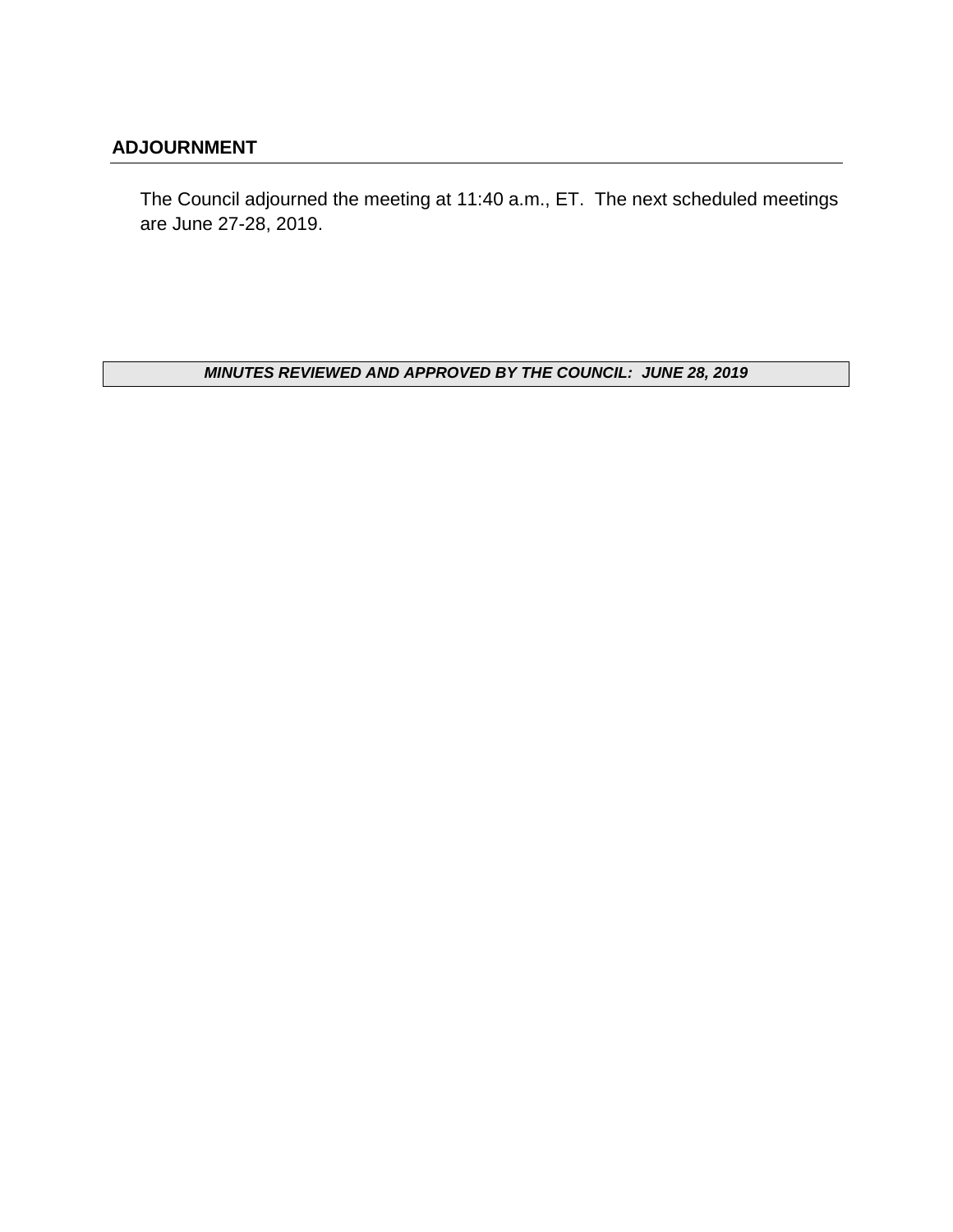## ADJOURNMENT

The Council adjourned the meeting at 11:40 a.m., ET. The next scheduled meetings are June 27-28, 2019.

***MINUTES REVIEWED AND APPROVED BY THE COUNCIL: JUNE 28, 2019***